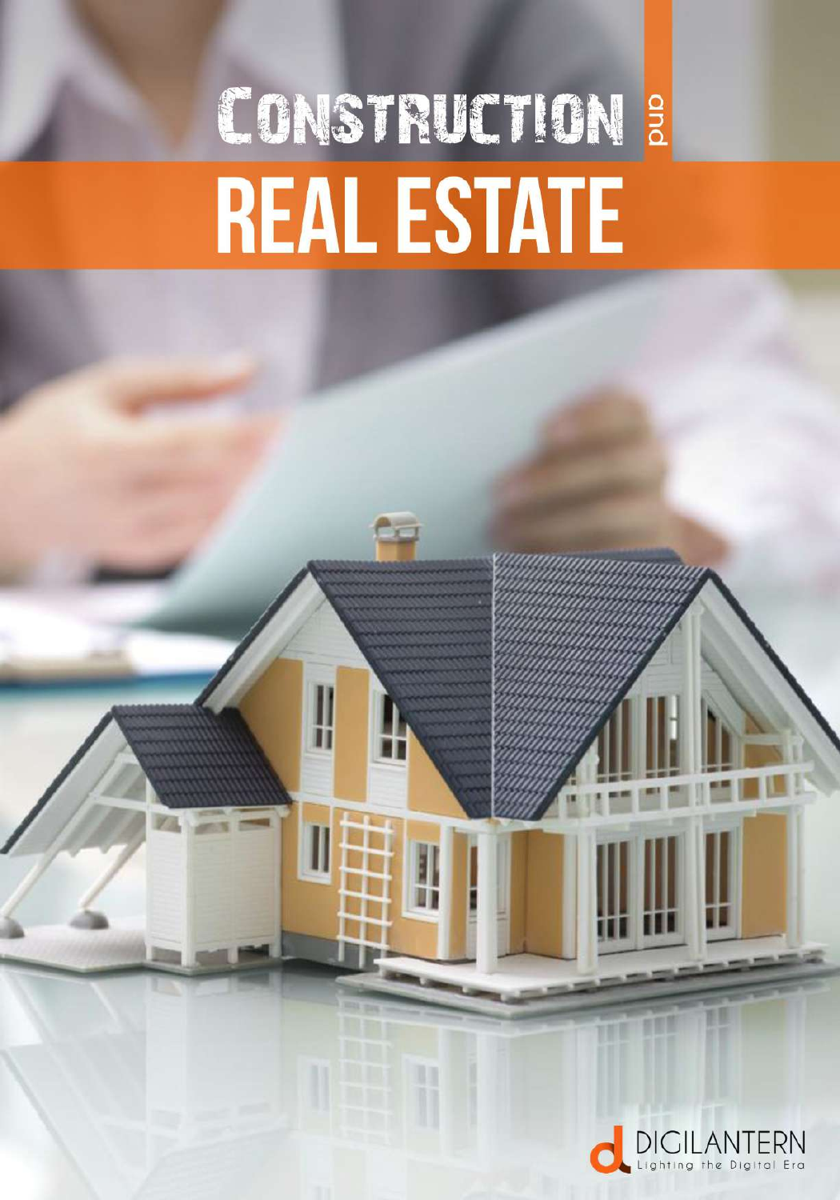# CONSTRUCTION and REAL ESTATE

DIGILANTERN
Lighting the Digital Era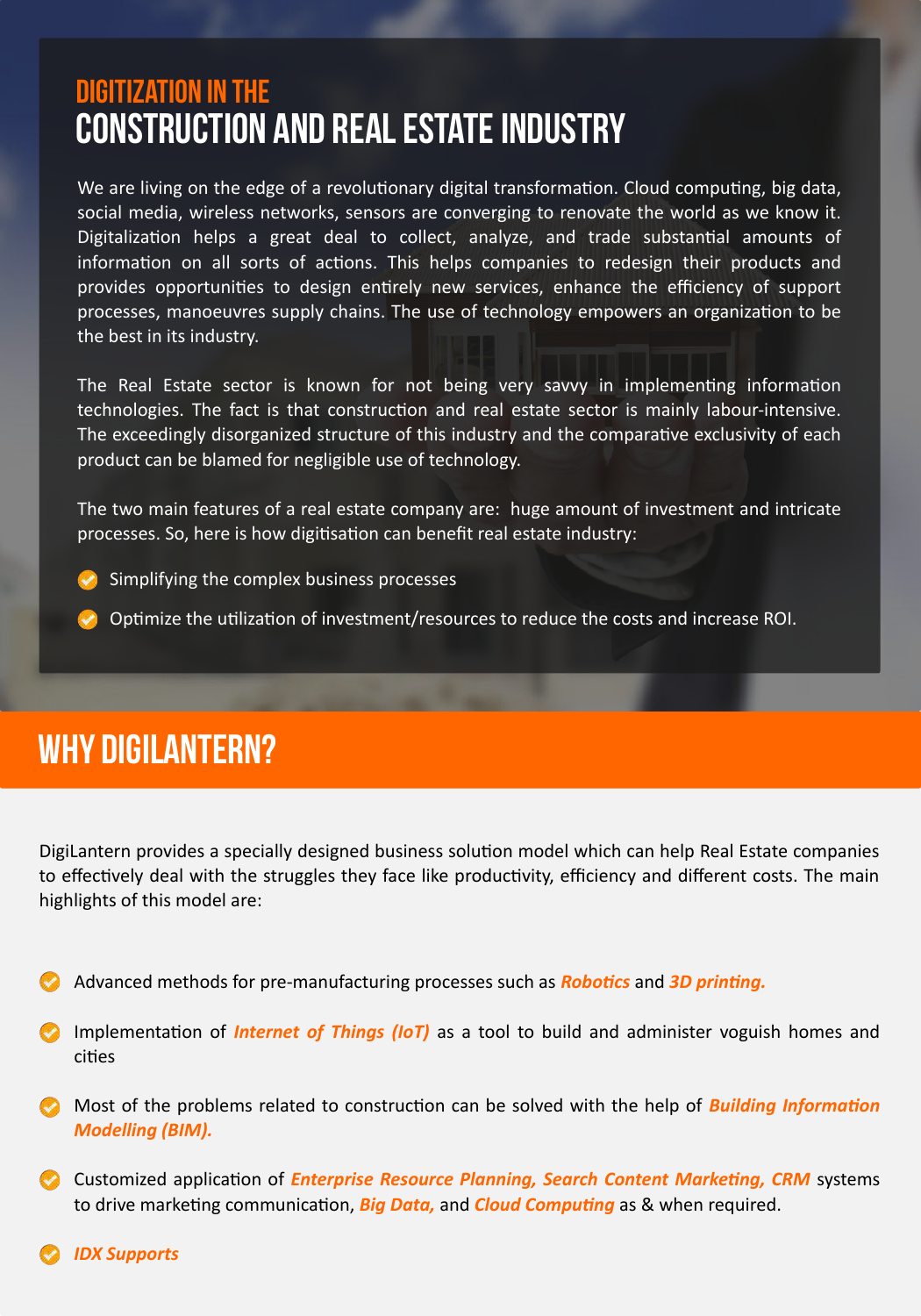# DIGITIZATION IN THE CONSTRUCTION AND REAL ESTATE INDUSTRY

We are living on the edge of a revolutionary digital transformation. Cloud computing, big data, social media, wireless networks, sensors are converging to renovate the world as we know it. Digitalization helps a great deal to collect, analyze, and trade substantial amounts of information on all sorts of actions. This helps companies to redesign their products and provides opportunities to design entirely new services, enhance the efficiency of support processes, manoeuvres supply chains. The use of technology empowers an organization to be the best in its industry.

The Real Estate sector is known for not being very savvy in implementing information technologies. The fact is that construction and real estate sector is mainly labour-intensive. The exceedingly disorganized structure of this industry and the comparative exclusivity of each product can be blamed for negligible use of technology.

The two main features of a real estate company are: huge amount of investment and intricate processes. So, here is how digitisation can benefit real estate industry:

- Simplifying the complex business processes
- Optimize the utilization of investment/resources to reduce the costs and increase ROI.

## WHY DIGILANTERN?

DigiLantern provides a specially designed business solution model which can help Real Estate companies to effectively deal with the struggles they face like productivity, efficiency and different costs. The main highlights of this model are:

- Advanced methods for pre-manufacturing processes such as ***Robotics*** and ***3D printing.***
- Implementation of ***Internet of Things (IoT)*** as a tool to build and administer voguish homes and cities
- Most of the problems related to construction can be solved with the help of ***Building Information Modelling (BIM).***
- Customized application of ***Enterprise Resource Planning, Search Content Marketing, CRM*** systems to drive marketing communication, ***Big Data,*** and ***Cloud Computing*** as & when required.
- ***IDX Supports***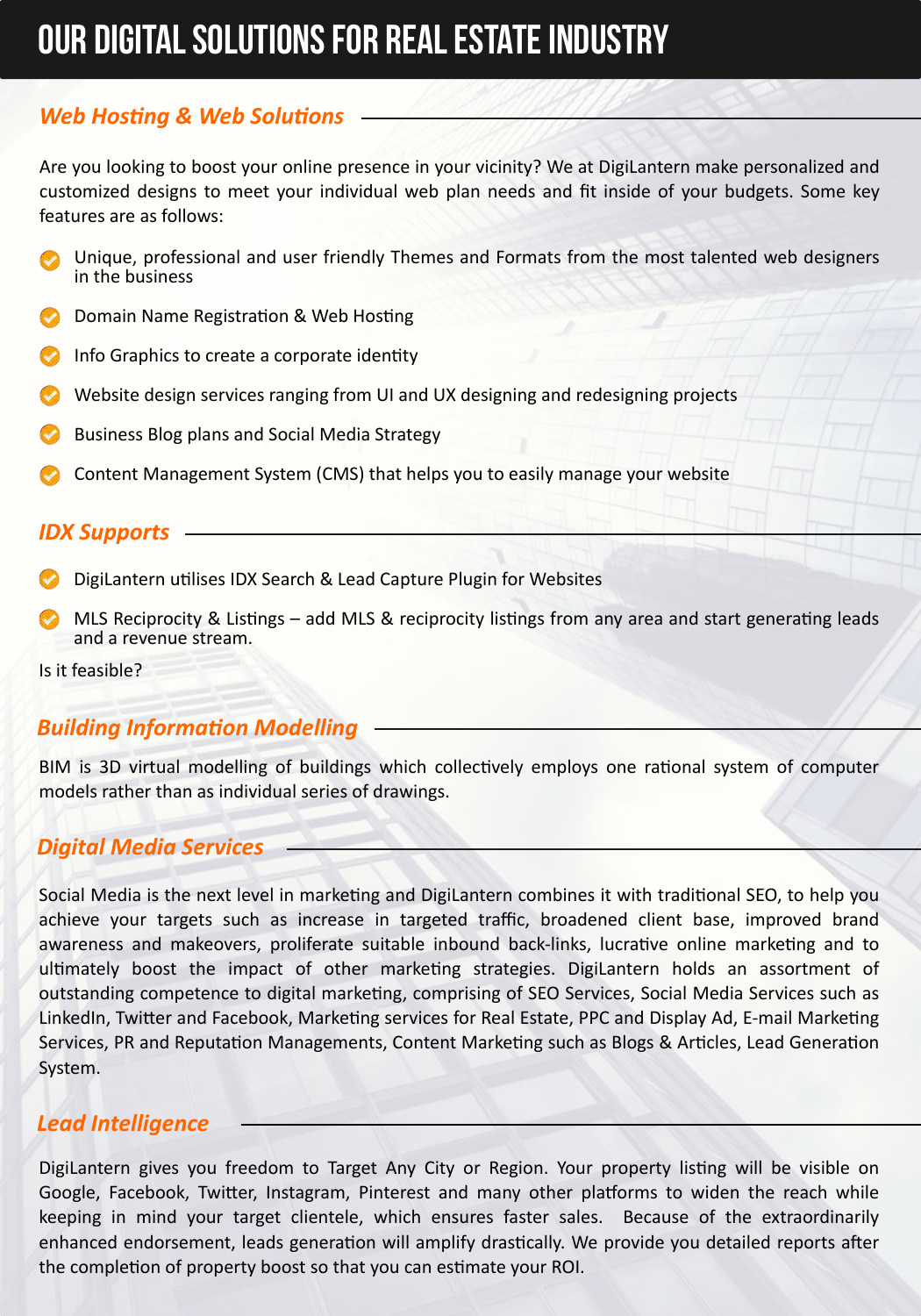# OUR DIGITAL SOLUTIONS FOR REAL ESTATE INDUSTRY

## *Web Hosting & Web Solutions*

Are you looking to boost your online presence in your vicinity? We at DigiLantern make personalized and customized designs to meet your individual web plan needs and fit inside of your budgets. Some key features are as follows:

- Unique, professional and user friendly Themes and Formats from the most talented web designers in the business
- Domain Name Registration & Web Hosting
- Info Graphics to create a corporate identity
- Website design services ranging from UI and UX designing and redesigning projects
- Business Blog plans and Social Media Strategy
- Content Management System (CMS) that helps you to easily manage your website

## *IDX Supports*

- DigiLantern utilises IDX Search & Lead Capture Plugin for Websites
- MLS Reciprocity & Listings – add MLS & reciprocity listings from any area and start generating leads and a revenue stream.

Is it feasible?

## *Building Information Modelling*

BIM is 3D virtual modelling of buildings which collectively employs one rational system of computer models rather than as individual series of drawings.

## *Digital Media Services*

Social Media is the next level in marketing and DigiLantern combines it with traditional SEO, to help you achieve your targets such as increase in targeted traffic, broadened client base, improved brand awareness and makeovers, proliferate suitable inbound back-links, lucrative online marketing and to ultimately boost the impact of other marketing strategies. DigiLantern holds an assortment of outstanding competence to digital marketing, comprising of SEO Services, Social Media Services such as LinkedIn, Twitter and Facebook, Marketing services for Real Estate, PPC and Display Ad, E-mail Marketing Services, PR and Reputation Managements, Content Marketing such as Blogs & Articles, Lead Generation System.

## *Lead Intelligence*

DigiLantern gives you freedom to Target Any City or Region. Your property listing will be visible on Google, Facebook, Twitter, Instagram, Pinterest and many other platforms to widen the reach while keeping in mind your target clientele, which ensures faster sales. Because of the extraordinarily enhanced endorsement, leads generation will amplify drastically. We provide you detailed reports after the completion of property boost so that you can estimate your ROI.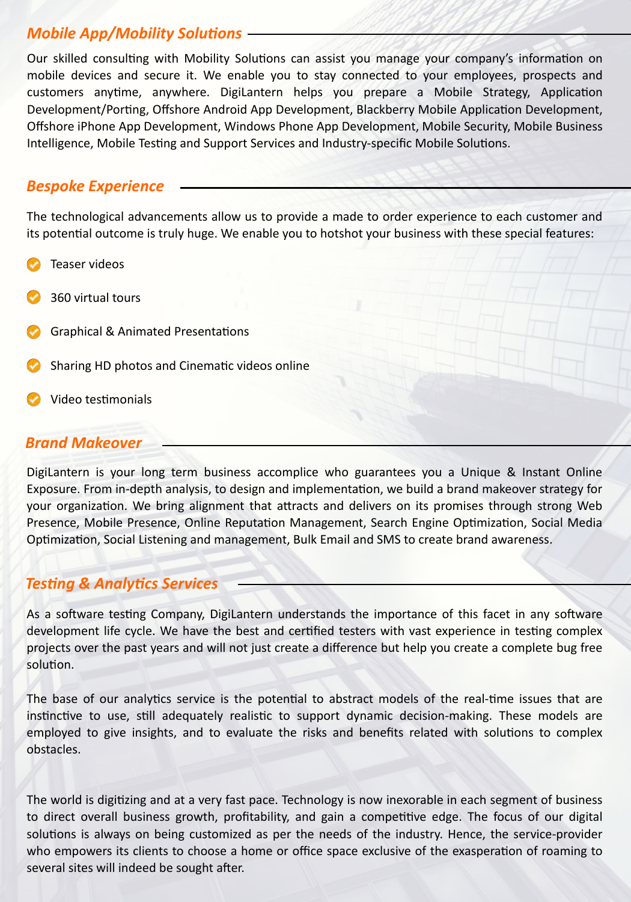## *Mobile App/Mobility Solutions*

Our skilled consulting with Mobility Solutions can assist you manage your company's information on mobile devices and secure it. We enable you to stay connected to your employees, prospects and customers anytime, anywhere. DigiLantern helps you prepare a Mobile Strategy, Application Development/Porting, Offshore Android App Development, Blackberry Mobile Application Development, Offshore iPhone App Development, Windows Phone App Development, Mobile Security, Mobile Business Intelligence, Mobile Testing and Support Services and Industry-specific Mobile Solutions.

## *Bespoke Experience*

The technological advancements allow us to provide a made to order experience to each customer and its potential outcome is truly huge. We enable you to hotshot your business with these special features:

- Teaser videos
- 360 virtual tours
- Graphical & Animated Presentations
- Sharing HD photos and Cinematic videos online
- Video testimonials

## *Brand Makeover*

DigiLantern is your long term business accomplice who guarantees you a Unique & Instant Online Exposure. From in-depth analysis, to design and implementation, we build a brand makeover strategy for your organization. We bring alignment that attracts and delivers on its promises through strong Web Presence, Mobile Presence, Online Reputation Management, Search Engine Optimization, Social Media Optimization, Social Listening and management, Bulk Email and SMS to create brand awareness.

## *Testing & Analytics Services*

As a software testing Company, DigiLantern understands the importance of this facet in any software development life cycle. We have the best and certified testers with vast experience in testing complex projects over the past years and will not just create a difference but help you create a complete bug free solution.

The base of our analytics service is the potential to abstract models of the real-time issues that are instinctive to use, still adequately realistic to support dynamic decision-making. These models are employed to give insights, and to evaluate the risks and benefits related with solutions to complex obstacles.

The world is digitizing and at a very fast pace. Technology is now inexorable in each segment of business to direct overall business growth, profitability, and gain a competitive edge. The focus of our digital solutions is always on being customized as per the needs of the industry. Hence, the service-provider who empowers its clients to choose a home or office space exclusive of the exasperation of roaming to several sites will indeed be sought after.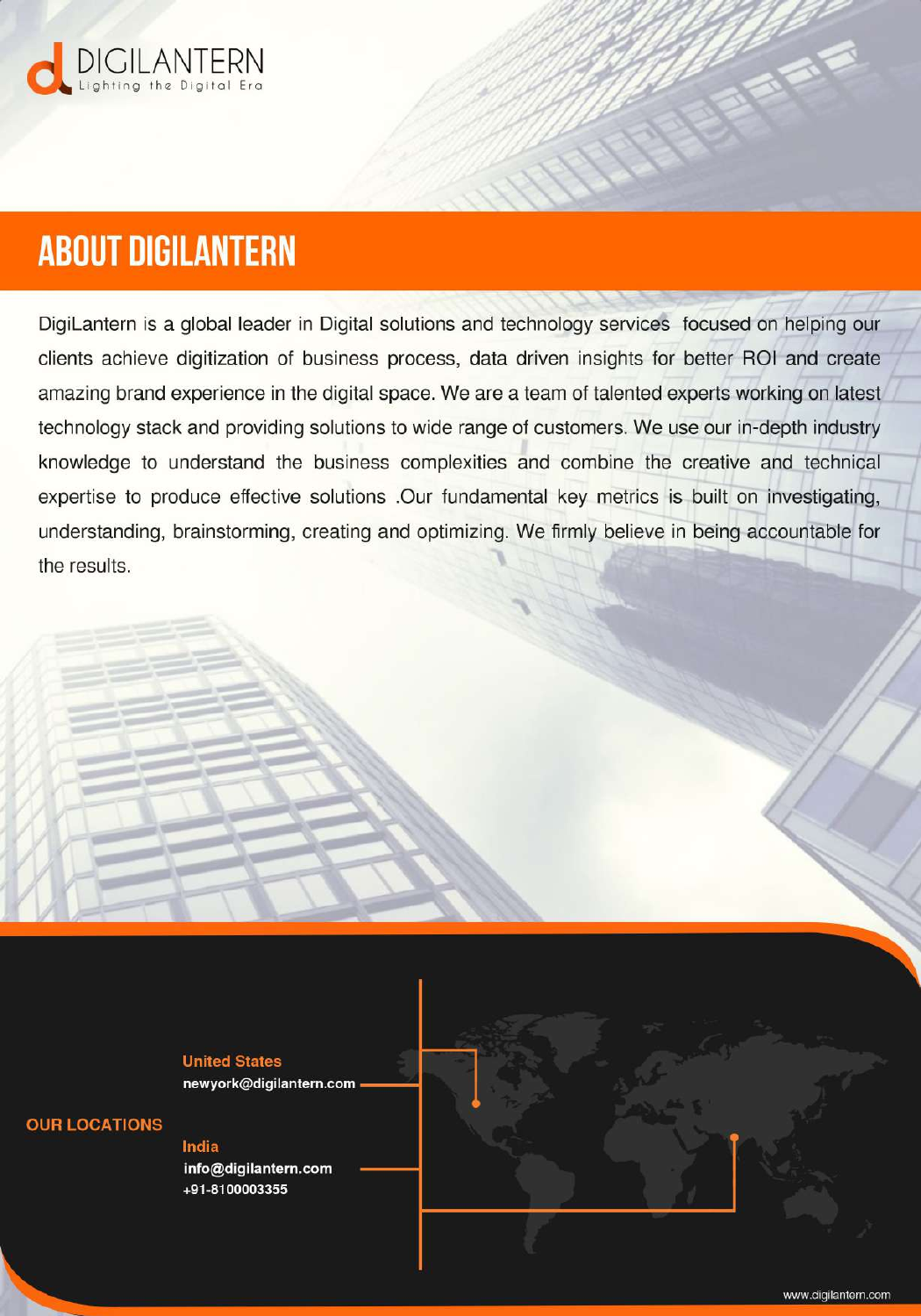DIGILANTERN
Lighting the Digital Era

# ABOUT DIGILANTERN

DigiLantern is a global leader in Digital solutions and technology services focused on helping our clients achieve digitization of business process, data driven insights for better ROI and create amazing brand experience in the digital space. We are a team of talented experts working on latest technology stack and providing solutions to wide range of customers. We use our in-depth industry knowledge to understand the business complexities and combine the creative and technical expertise to produce effective solutions .Our fundamental key metrics is built on investigating, understanding, brainstorming, creating and optimizing. We firmly believe in being accountable for the results.

**OUR LOCATIONS**

**United States**
newyork@digilantern.com

**India**
info@digilantern.com
+91-8100003355

www.digilantern.com